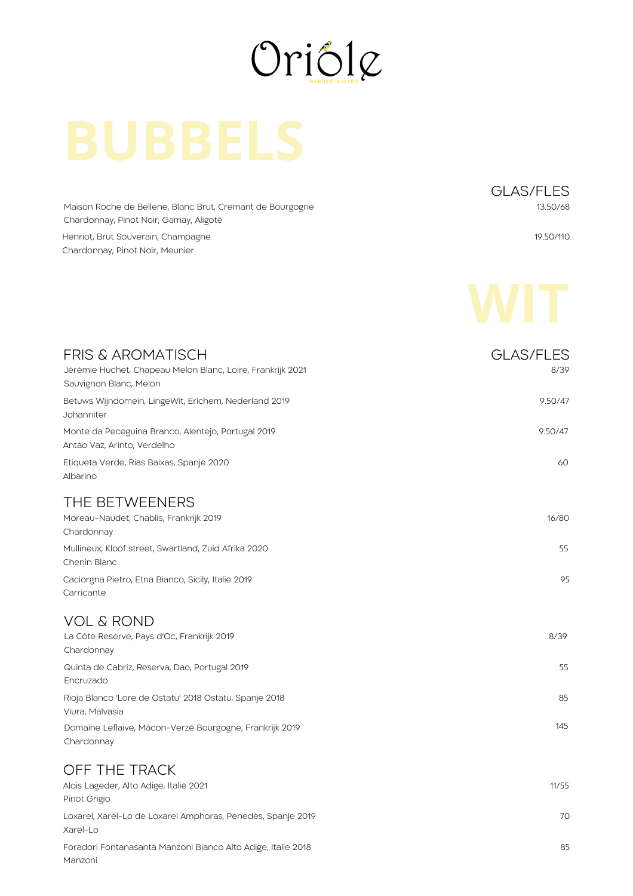# Oriole

GARDEN BISTRO

## BUBBELS

| | GLAS/FLES |
|---|---|
| Maison Roche de Bellene, Blanc Brut, Cremant de Bourgogne<br>Chardonnay, Pinot Noir, Gamay, Aligoté | 13.50/68 |
| Henriot, Brut Souverain, Champagne<br>Chardonnay, Pinot Noir, Meunier | 19.50/110 |

## WIT

### FRIS & AROMATISCH

| | GLAS/FLES |
|---|---|
| Jérémie Huchet, Chapeau Melon Blanc, Loire, Frankrijk 2021<br>Sauvignon Blanc, Melon | 8/39 |
| Betuws Wijndomein, LingeWit, Erichem, Nederland 2019<br>Johanniter | 9.50/47 |
| Monte da Peceguina Branco, Alentejo, Portugal 2019<br>Antão Vaz, Arinto, Verdelho | 9.50/47 |
| Etiqueta Verde, Rias Baixas, Spanje 2020<br>Albarino | 60 |

### THE BETWEENERS

| | |
|---|---|
| Moreau-Naudet, Chablis, Frankrijk 2019<br>Chardonnay | 16/80 |
| Mullineux, Kloof street, Swartland, Zuid Afrika 2020<br>Chenin Blanc | 55 |
| Caciorgna Pietro, Etna Bianco, Sicily, Italië 2019<br>Carricante | 95 |

### VOL & ROND

| | |
|---|---|
| La Côte Reserve, Pays d'Oc, Frankrijk 2019<br>Chardonnay | 8/39 |
| Quinta de Cabriz, Reserva, Dao, Portugal 2019<br>Encruzado | 55 |
| Rioja Blanco 'Lore de Ostatu' 2018 Ostatu, Spanje 2018<br>Viura, Malvasia | 85 |
| Domaine Leflaive, Mâcon-Verzé Bourgogne, Frankrijk 2019<br>Chardonnay | 145 |

### OFF THE TRACK

| | |
|---|---|
| Alois Lageder, Alto Adige, Italië 2021<br>Pinot Grigio | 11/55 |
| Loxarel, Xarel-Lo de Loxarel Amphoras, Penedès, Spanje 2019<br>Xarel-Lo | 70 |
| Foradori Fontanasanta Manzoni Bianco Alto Adige, Italië 2018<br>Manzoni | 85 |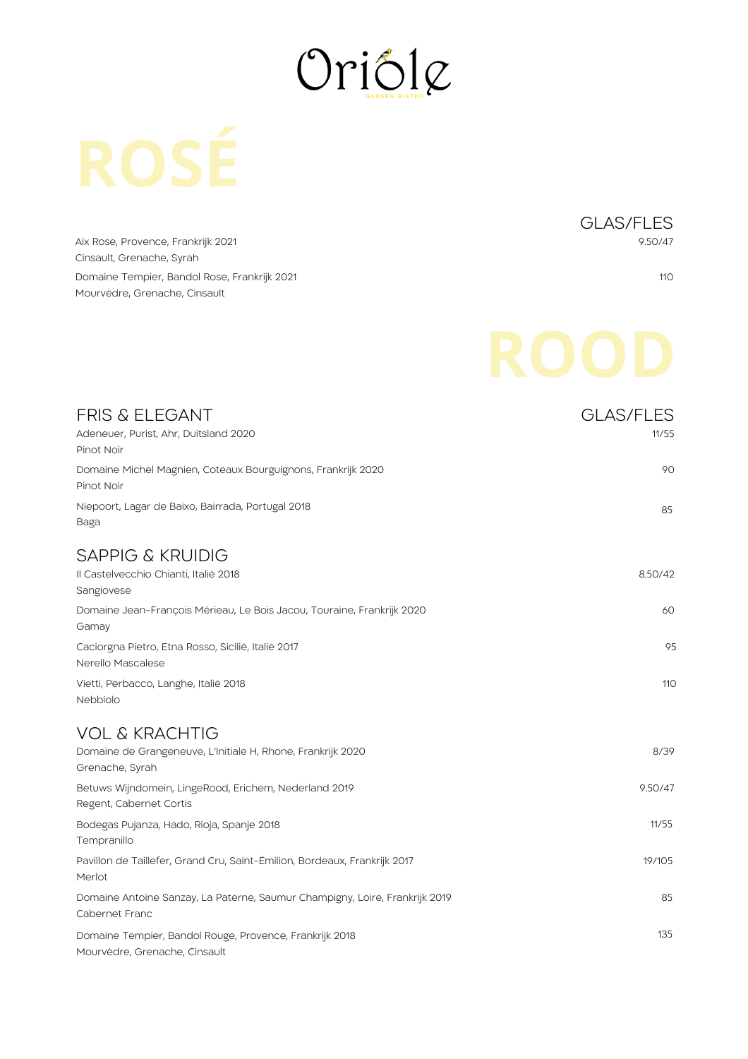# Oriole

GARDEN BISTRO

# ROSÉ

| | GLAS/FLES |
|---|---|
| Aix Rose, Provence, Frankrijk 2021<br>Cinsault, Grenache, Syrah | 9.50/47 |
| Domaine Tempier, Bandol Rose, Frankrijk 2021<br>Mourvèdre, Grenache, Cinsault | 110 |

# ROOD

## FRIS & ELEGANT

| | GLAS/FLES |
|---|---|
| Adeneuer, Purist, Ahr, Duitsland 2020<br>Pinot Noir | 11/55 |
| Domaine Michel Magnien, Coteaux Bourguignons, Frankrijk 2020<br>Pinot Noir | 90 |
| Niepoort, Lagar de Baixo, Bairrada, Portugal 2018<br>Baga | 85 |

## SAPPIG & KRUIDIG

| | |
|---|---|
| Il Castelvecchio Chianti, Italië 2018<br>Sangiovese | 8.50/42 |
| Domaine Jean-François Mérieau, Le Bois Jacou, Touraine, Frankrijk 2020<br>Gamay | 60 |
| Caciorgna Pietro, Etna Rosso, Sicilië, Italië 2017<br>Nerello Mascalese | 95 |
| Vietti, Perbacco, Langhe, Italië 2018<br>Nebbiolo | 110 |

## VOL & KRACHTIG

| | |
|---|---|
| Domaine de Grangeneuve, L'Initiale H, Rhone, Frankrijk 2020<br>Grenache, Syrah | 8/39 |
| Betuws Wijndomein, LingeRood, Erichem, Nederland 2019<br>Regent, Cabernet Cortis | 9.50/47 |
| Bodegas Pujanza, Hado, Rioja, Spanje 2018<br>Tempranillo | 11/55 |
| Pavillon de Taillefer, Grand Cru, Saint-Émilion, Bordeaux, Frankrijk 2017<br>Merlot | 19/105 |
| Domaine Antoine Sanzay, La Paterne, Saumur Champigny, Loire, Frankrijk 2019<br>Cabernet Franc | 85 |
| Domaine Tempier, Bandol Rouge, Provence, Frankrijk 2018<br>Mourvèdre, Grenache, Cinsault | 135 |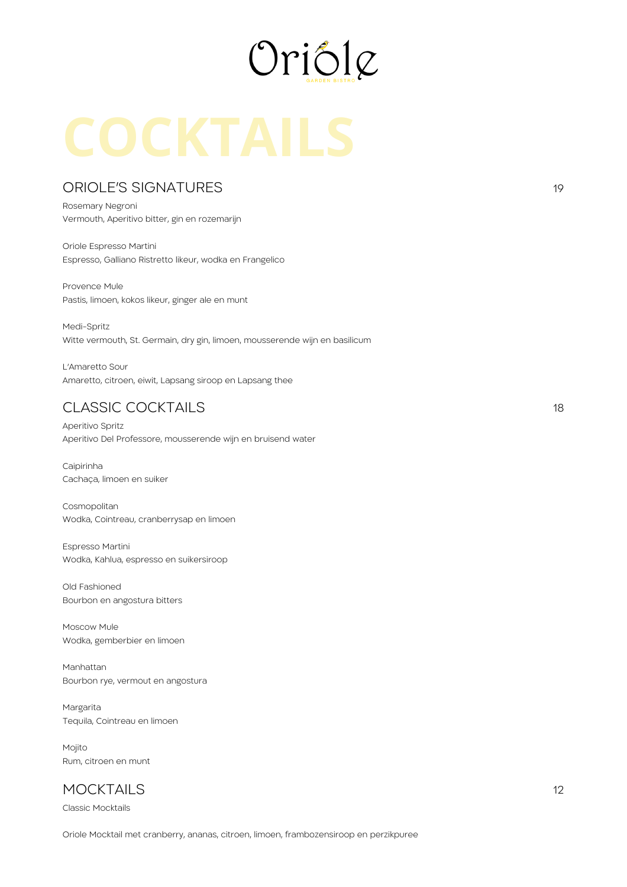Oriole

GARDEN BISTRO

# COCKTAILS

## ORIOLE'S SIGNATURES — 19

Rosemary Negroni
Vermouth, Aperitivo bitter, gin en rozemarijn

Oriole Espresso Martini
Espresso, Galliano Ristretto likeur, wodka en Frangelico

Provence Mule
Pastis, limoen, kokos likeur, ginger ale en munt

Medi-Spritz
Witte vermouth, St. Germain, dry gin, limoen, mousserende wijn en basilicum

L'Amaretto Sour
Amaretto, citroen, eiwit, Lapsang siroop en Lapsang thee

## CLASSIC COCKTAILS — 18

Aperitivo Spritz
Aperitivo Del Professore, mousserende wijn en bruisend water

Caipirinha
Cachaça, limoen en suiker

Cosmopolitan
Wodka, Cointreau, cranberrysap en limoen

Espresso Martini
Wodka, Kahlua, espresso en suikersiroop

Old Fashioned
Bourbon en angostura bitters

Moscow Mule
Wodka, gemberbier en limoen

Manhattan
Bourbon rye, vermout en angostura

Margarita
Tequila, Cointreau en limoen

Mojito
Rum, citroen en munt

## MOCKTAILS — 12

Classic Mocktails

Oriole Mocktail met cranberry, ananas, citroen, limoen, frambozensiroop en perzikpuree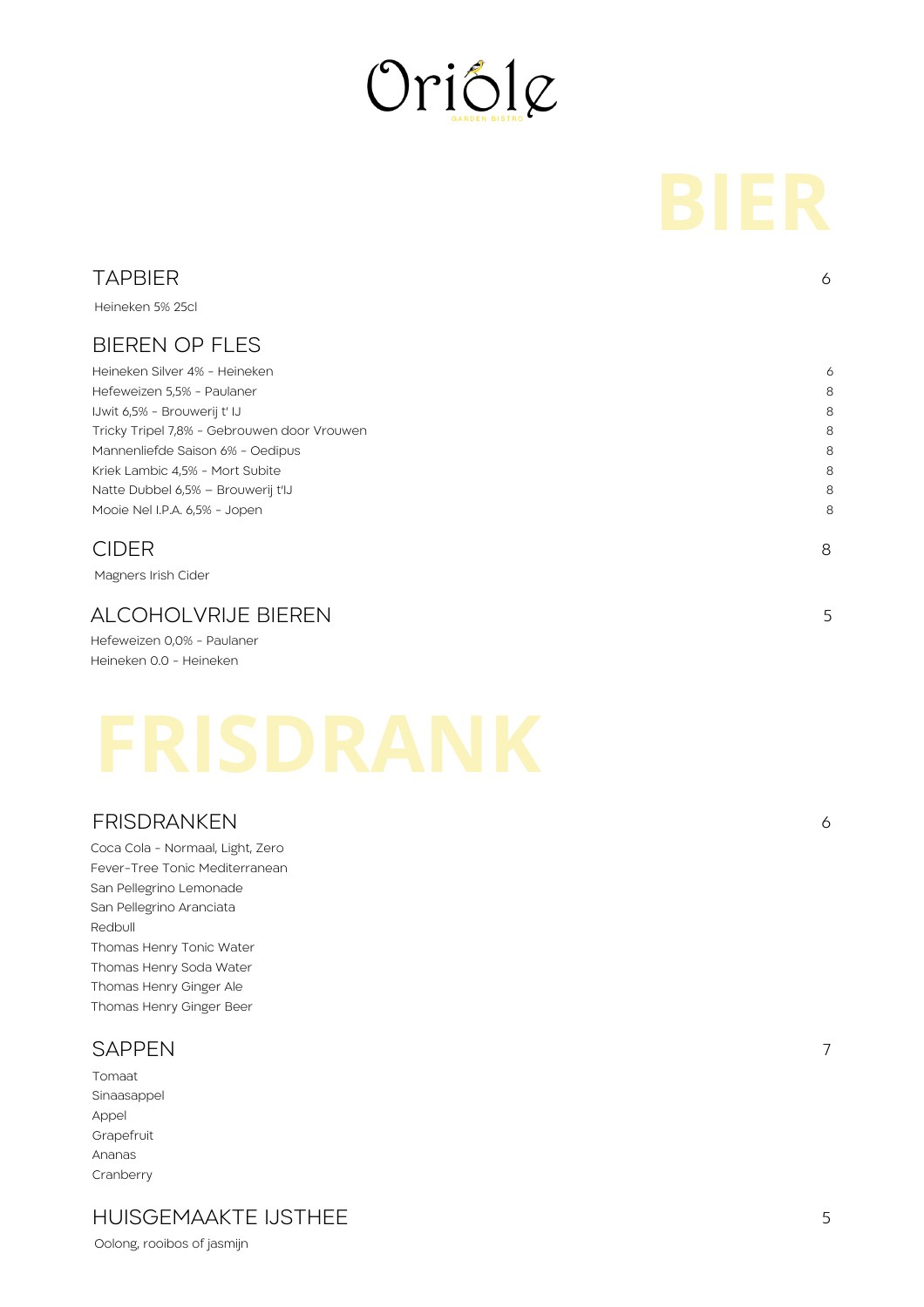# Oriole

GARDEN BISTRO

# BIER

## TAPBIER 6

Heineken 5% 25cl

## BIEREN OP FLES

| | |
|---|---|
| Heineken Silver 4% - Heineken | 6 |
| Hefeweizen 5,5% - Paulaner | 8 |
| IJwit 6,5% - Brouwerij t' IJ | 8 |
| Tricky Tripel 7,8% - Gebrouwen door Vrouwen | 8 |
| Mannenliefde Saison 6% - Oedipus | 8 |
| Kriek Lambic 4,5% - Mort Subite | 8 |
| Natte Dubbel 6,5% – Brouwerij t'IJ | 8 |
| Mooie Nel I.P.A. 6,5% - Jopen | 8 |

## CIDER 8

Magners Irish Cider

## ALCOHOLVRIJE BIEREN 5

Hefeweizen 0,0% - Paulaner
Heineken 0.0 - Heineken

# FRISDRANK

## FRISDRANKEN 6

Coca Cola - Normaal, Light, Zero
Fever-Tree Tonic Mediterranean
San Pellegrino Lemonade
San Pellegrino Aranciata
Redbull
Thomas Henry Tonic Water
Thomas Henry Soda Water
Thomas Henry Ginger Ale
Thomas Henry Ginger Beer

## SAPPEN 7

Tomaat
Sinaasappel
Appel
Grapefruit
Ananas
Cranberry

## HUISGEMAAKTE IJSTHEE 5

Oolong, rooibos of jasmijn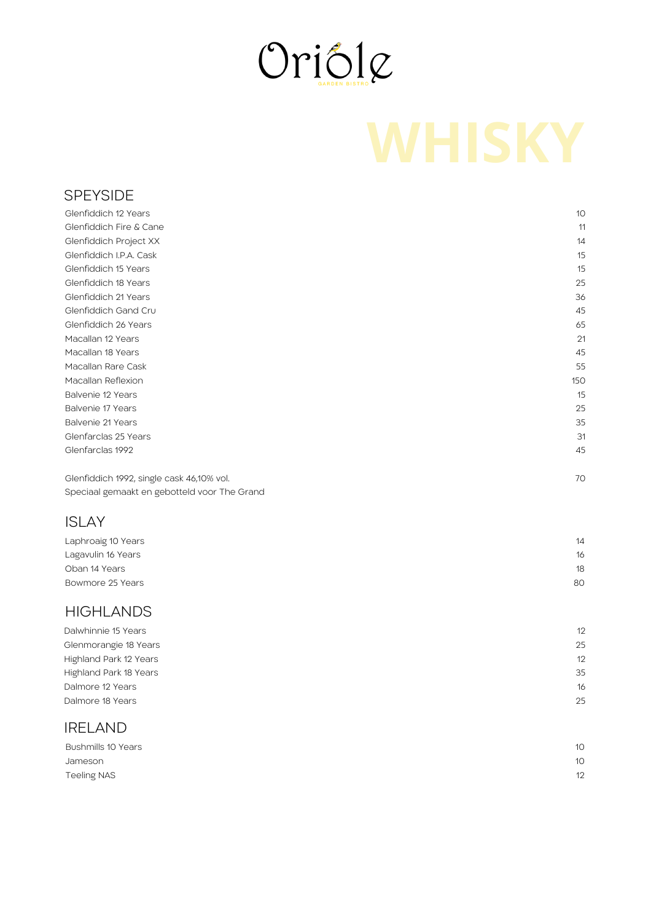Oriole

GARDEN BISTRO

# WHISKY

## SPEYSIDE

| | |
|---|---|
| Glenfiddich 12 Years | 10 |
| Glenfiddich Fire & Cane | 11 |
| Glenfiddich Project XX | 14 |
| Glenfiddich I.P.A. Cask | 15 |
| Glenfiddich 15 Years | 15 |
| Glenfiddich 18 Years | 25 |
| Glenfiddich 21 Years | 36 |
| Glenfiddich Gand Cru | 45 |
| Glenfiddich 26 Years | 65 |
| Macallan 12 Years | 21 |
| Macallan 18 Years | 45 |
| Macallan Rare Cask | 55 |
| Macallan Reflexion | 150 |
| Balvenie 12 Years | 15 |
| Balvenie 17 Years | 25 |
| Balvenie 21 Years | 35 |
| Glenfarclas 25 Years | 31 |
| Glenfarclas 1992 | 45 |

| | |
|---|---|
| Glenfiddich 1992, single cask 46,10% vol.<br>Speciaal gemaakt en gebotteld voor The Grand | 70 |

## ISLAY

| | |
|---|---|
| Laphroaig 10 Years | 14 |
| Lagavulin 16 Years | 16 |
| Oban 14 Years | 18 |
| Bowmore 25 Years | 80 |

## HIGHLANDS

| | |
|---|---|
| Dalwhinnie 15 Years | 12 |
| Glenmorangie 18 Years | 25 |
| Highland Park 12 Years | 12 |
| Highland Park 18 Years | 35 |
| Dalmore 12 Years | 16 |
| Dalmore 18 Years | 25 |

## IRELAND

| | |
|---|---|
| Bushmills 10 Years | 10 |
| Jameson | 10 |
| Teeling NAS | 12 |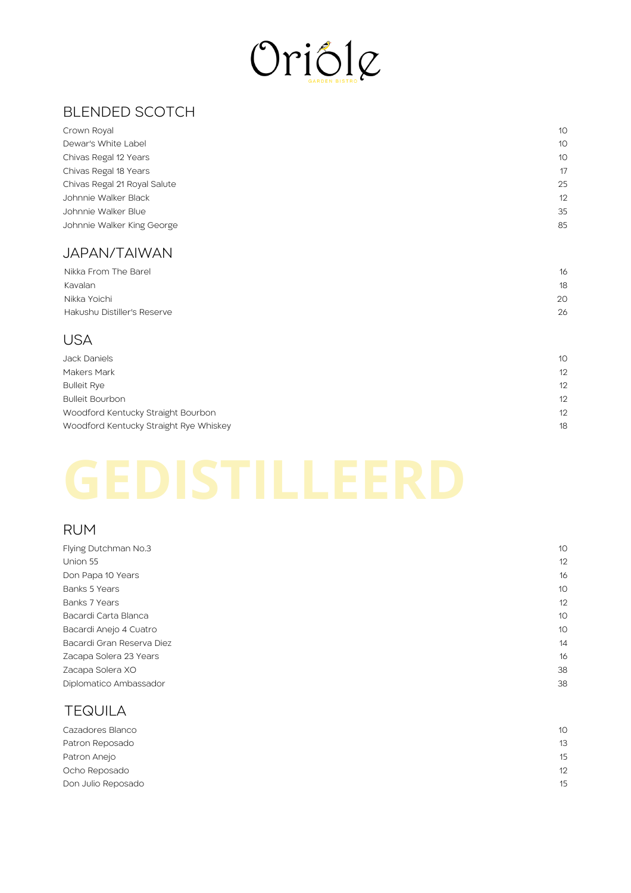# Oriole

GARDEN BISTRO

## BLENDED SCOTCH

| | |
|---|---|
| Crown Royal | 10 |
| Dewar's White Label | 10 |
| Chivas Regal 12 Years | 10 |
| Chivas Regal 18 Years | 17 |
| Chivas Regal 21 Royal Salute | 25 |
| Johnnie Walker Black | 12 |
| Johnnie Walker Blue | 35 |
| Johnnie Walker King George | 85 |

## JAPAN/TAIWAN

| | |
|---|---|
| Nikka From The Barel | 16 |
| Kavalan | 18 |
| Nikka Yoichi | 20 |
| Hakushu Distiller's Reserve | 26 |

## USA

| | |
|---|---|
| Jack Daniels | 10 |
| Makers Mark | 12 |
| Bulleit Rye | 12 |
| Bulleit Bourbon | 12 |
| Woodford Kentucky Straight Bourbon | 12 |
| Woodford Kentucky Straight Rye Whiskey | 18 |

# GEDISTILLEERD

## RUM

| | |
|---|---|
| Flying Dutchman No.3 | 10 |
| Union 55 | 12 |
| Don Papa 10 Years | 16 |
| Banks 5 Years | 10 |
| Banks 7 Years | 12 |
| Bacardi Carta Blanca | 10 |
| Bacardi Anejo 4 Cuatro | 10 |
| Bacardi Gran Reserva Diez | 14 |
| Zacapa Solera 23 Years | 16 |
| Zacapa Solera XO | 38 |
| Diplomatico Ambassador | 38 |

## TEQUILA

| | |
|---|---|
| Cazadores Blanco | 10 |
| Patron Reposado | 13 |
| Patron Anejo | 15 |
| Ocho Reposado | 12 |
| Don Julio Reposado | 15 |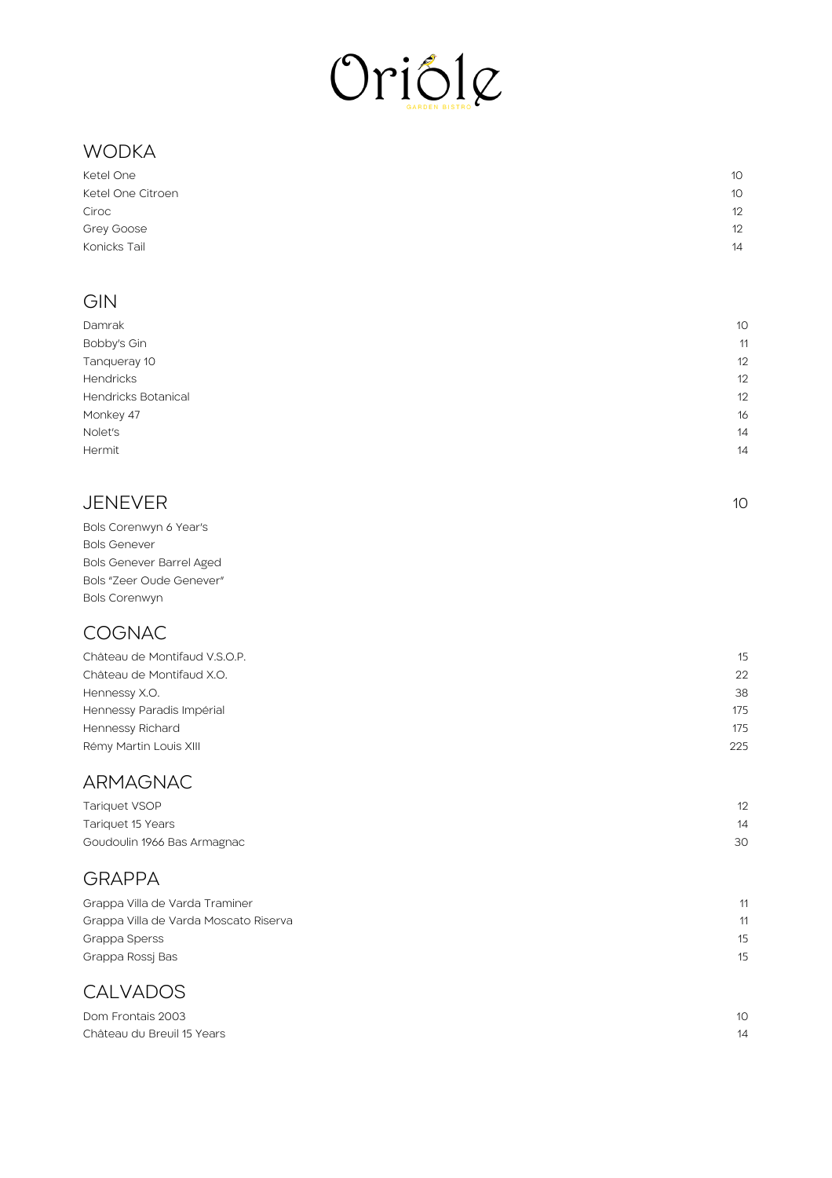# Oriole

GARDEN BISTRO

## WODKA

| | |
|---|---|
| Ketel One | 10 |
| Ketel One Citroen | 10 |
| Ciroc | 12 |
| Grey Goose | 12 |
| Konicks Tail | 14 |

## GIN

| | |
|---|---|
| Damrak | 10 |
| Bobby's Gin | 11 |
| Tanqueray 10 | 12 |
| Hendricks | 12 |
| Hendricks Botanical | 12 |
| Monkey 47 | 16 |
| Nolet's | 14 |
| Hermit | 14 |

## JENEVER 10

Bols Corenwyn 6 Year's
Bols Genever
Bols Genever Barrel Aged
Bols "Zeer Oude Genever"
Bols Corenwyn

## COGNAC

| | |
|---|---|
| Château de Montifaud V.S.O.P. | 15 |
| Château de Montifaud X.O. | 22 |
| Hennessy X.O. | 38 |
| Hennessy Paradis Impérial | 175 |
| Hennessy Richard | 175 |
| Rémy Martin Louis XIII | 225 |

## ARMAGNAC

| | |
|---|---|
| Tariquet VSOP | 12 |
| Tariquet 15 Years | 14 |
| Goudoulin 1966 Bas Armagnac | 30 |

## GRAPPA

| | |
|---|---|
| Grappa Villa de Varda Traminer | 11 |
| Grappa Villa de Varda Moscato Riserva | 11 |
| Grappa Sperss | 15 |
| Grappa Rossj Bas | 15 |

## CALVADOS

| | |
|---|---|
| Dom Frontais 2003 | 10 |
| Château du Breuil 15 Years | 14 |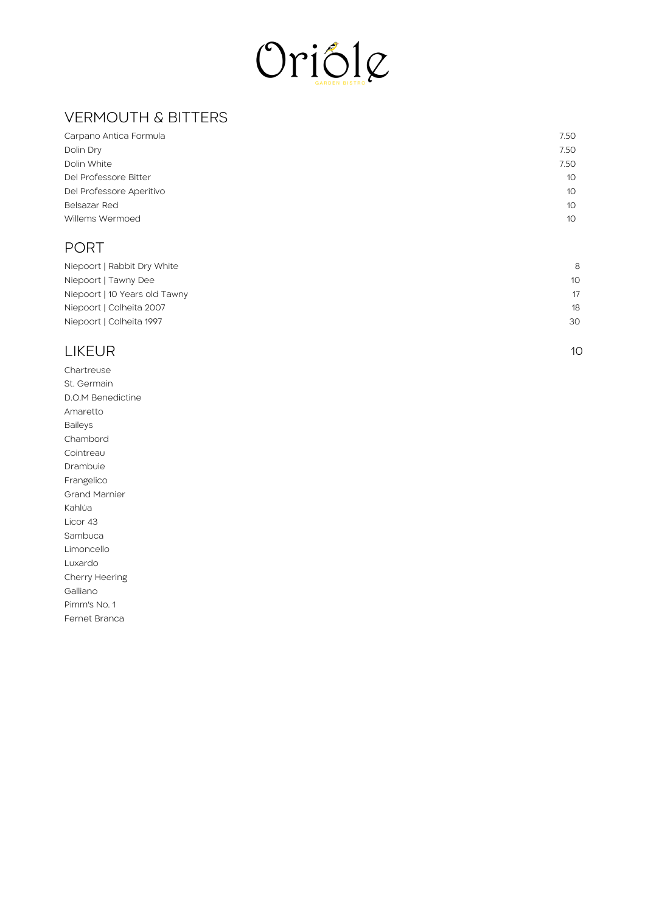# Oriole

GARDEN BISTRO

## VERMOUTH & BITTERS

| | |
|---|---|
| Carpano Antica Formula | 7.50 |
| Dolin Dry | 7.50 |
| Dolin White | 7.50 |
| Del Professore Bitter | 10 |
| Del Professore Aperitivo | 10 |
| Belsazar Red | 10 |
| Willems Wermoed | 10 |

## PORT

| | |
|---|---|
| Niepoort \| Rabbit Dry White | 8 |
| Niepoort \| Tawny Dee | 10 |
| Niepoort \| 10 Years old Tawny | 17 |
| Niepoort \| Colheita 2007 | 18 |
| Niepoort \| Colheita 1997 | 30 |

## LIKEUR 10

Chartreuse
St. Germain
D.O.M Benedictine
Amaretto
Baileys
Chambord
Cointreau
Drambuie
Frangelico
Grand Marnier
Kahlúa
Licor 43
Sambuca
Limoncello
Luxardo
Cherry Heering
Galliano
Pimm's No. 1
Fernet Branca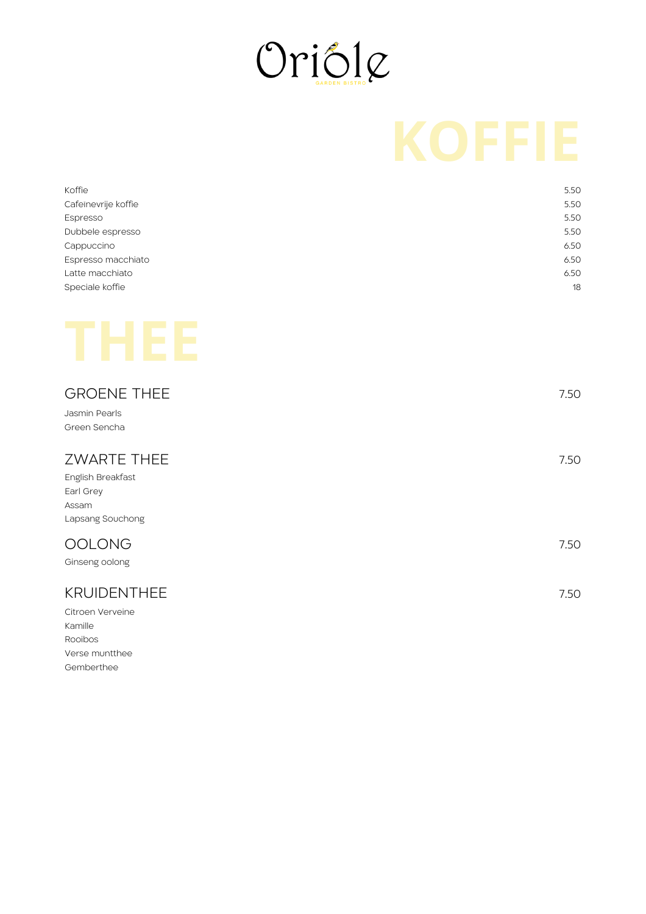# Oriole

GARDEN BISTRO

# KOFFIE

| | |
|---|---|
| Koffie | 5.50 |
| Cafeinevrije koffie | 5.50 |
| Espresso | 5.50 |
| Dubbele espresso | 5.50 |
| Cappuccino | 6.50 |
| Espresso macchiato | 6.50 |
| Latte macchiato | 6.50 |
| Speciale koffie | 18 |

# THEE

## GROENE THEE — 7.50

Jasmin Pearls
Green Sencha

## ZWARTE THEE — 7.50

English Breakfast
Earl Grey
Assam
Lapsang Souchong

## OOLONG — 7.50

Ginseng oolong

## KRUIDENTHEE — 7.50

Citroen Verveine
Kamille
Rooibos
Verse muntthee
Gemberthee